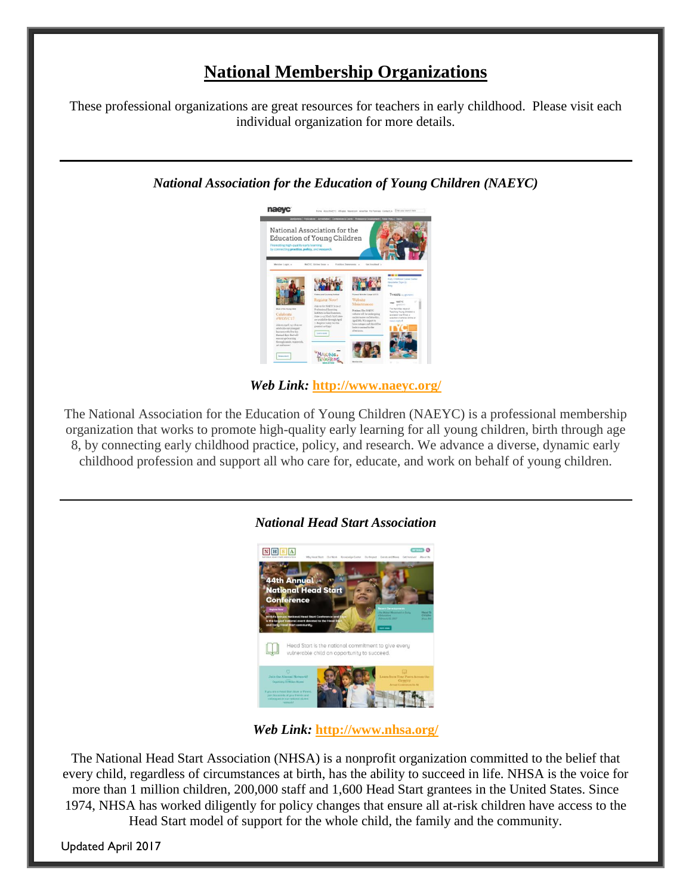# National Membership Organizations

These professional organizations are great resources for teachers in early childhood. Please visit each individual organization for more details.

---

### *National Association for the Education of Young Children (NAEYC)*

***Web Link:*** **http://www.naeyc.org/**

The National Association for the Education of Young Children (NAEYC) is a professional membership organization that works to promote high-quality early learning for all young children, birth through age 8, by connecting early childhood practice, policy, and research. We advance a diverse, dynamic early childhood profession and support all who care for, educate, and work on behalf of young children.

---

### *National Head Start Association*

***Web Link:*** **http://www.nhsa.org/**

The National Head Start Association (NHSA) is a nonprofit organization committed to the belief that every child, regardless of circumstances at birth, has the ability to succeed in life. NHSA is the voice for more than 1 million children, 200,000 staff and 1,600 Head Start grantees in the United States. Since 1974, NHSA has worked diligently for policy changes that ensure all at-risk children have access to the Head Start model of support for the whole child, the family and the community.

Updated April 2017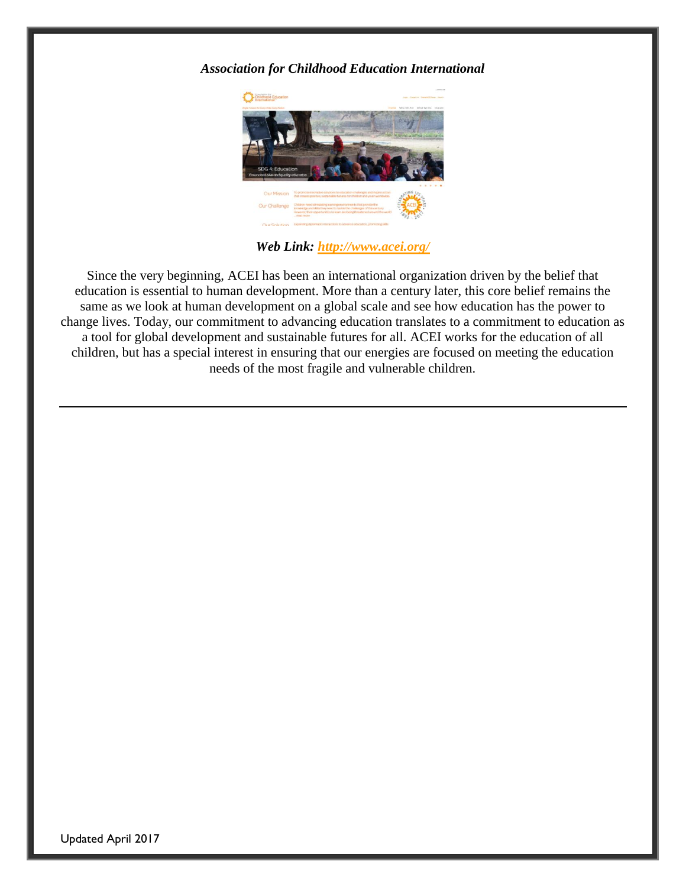***Association for Childhood Education International***

***Web Link: [http://www.acei.org/](http://www.acei.org/)***

Since the very beginning, ACEI has been an international organization driven by the belief that education is essential to human development. More than a century later, this core belief remains the same as we look at human development on a global scale and see how education has the power to change lives. Today, our commitment to advancing education translates to a commitment to education as a tool for global development and sustainable futures for all. ACEI works for the education of all children, but has a special interest in ensuring that our energies are focused on meeting the education needs of the most fragile and vulnerable children.

---

Updated April 2017